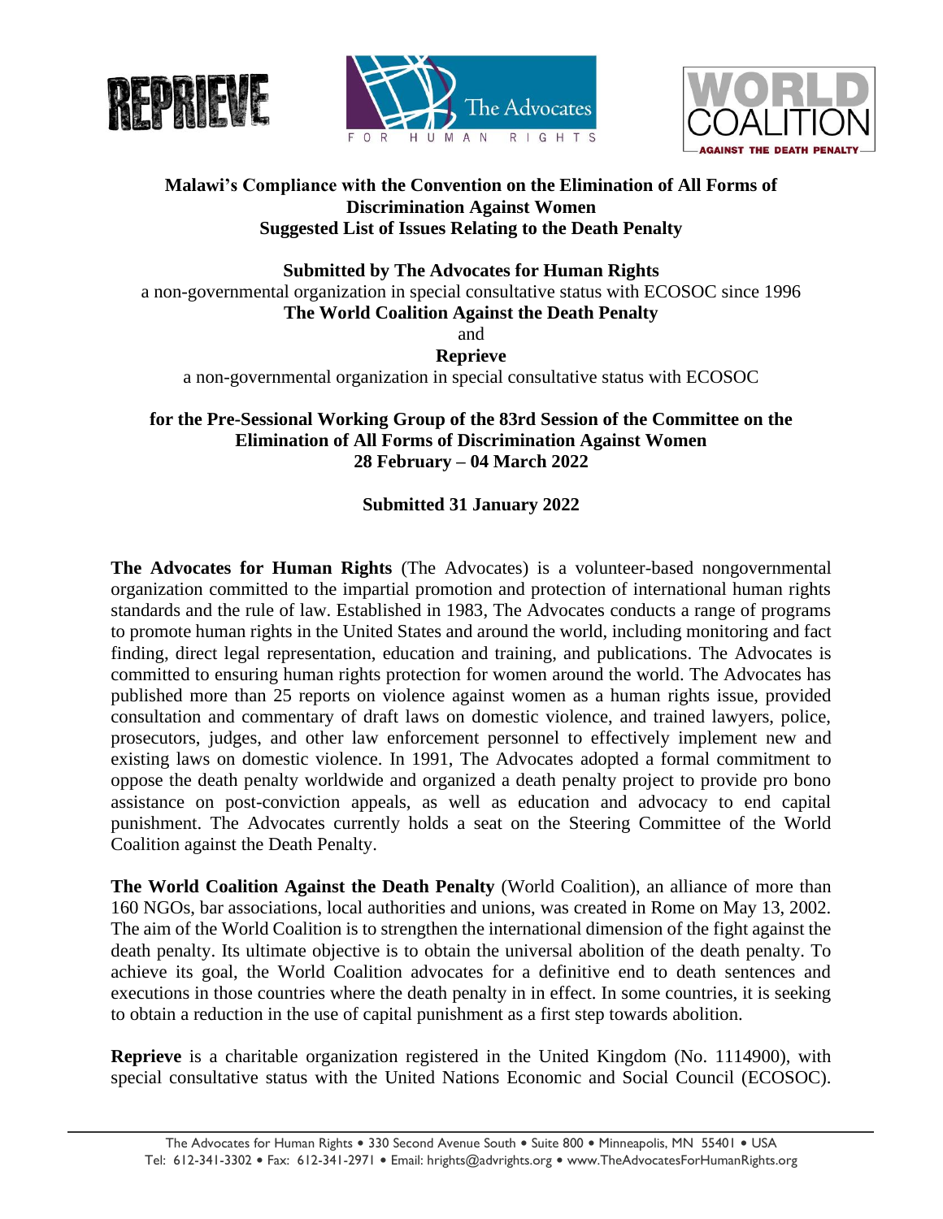**Malawi's Compliance with the Convention on the Elimination of All Forms of Discrimination Against Women**
**Suggested List of Issues Relating to the Death Penalty**

**Submitted by The Advocates for Human Rights**
a non-governmental organization in special consultative status with ECOSOC since 1996
**The World Coalition Against the Death Penalty**
and
**Reprieve**
a non-governmental organization in special consultative status with ECOSOC

**for the Pre-Sessional Working Group of the 83rd Session of the Committee on the Elimination of All Forms of Discrimination Against Women**
**28 February – 04 March 2022**

**Submitted 31 January 2022**

**The Advocates for Human Rights** (The Advocates) is a volunteer-based nongovernmental organization committed to the impartial promotion and protection of international human rights standards and the rule of law. Established in 1983, The Advocates conducts a range of programs to promote human rights in the United States and around the world, including monitoring and fact finding, direct legal representation, education and training, and publications. The Advocates is committed to ensuring human rights protection for women around the world. The Advocates has published more than 25 reports on violence against women as a human rights issue, provided consultation and commentary of draft laws on domestic violence, and trained lawyers, police, prosecutors, judges, and other law enforcement personnel to effectively implement new and existing laws on domestic violence. In 1991, The Advocates adopted a formal commitment to oppose the death penalty worldwide and organized a death penalty project to provide pro bono assistance on post-conviction appeals, as well as education and advocacy to end capital punishment. The Advocates currently holds a seat on the Steering Committee of the World Coalition against the Death Penalty.

**The World Coalition Against the Death Penalty** (World Coalition), an alliance of more than 160 NGOs, bar associations, local authorities and unions, was created in Rome on May 13, 2002. The aim of the World Coalition is to strengthen the international dimension of the fight against the death penalty. Its ultimate objective is to obtain the universal abolition of the death penalty. To achieve its goal, the World Coalition advocates for a definitive end to death sentences and executions in those countries where the death penalty in in effect. In some countries, it is seeking to obtain a reduction in the use of capital punishment as a first step towards abolition.

**Reprieve** is a charitable organization registered in the United Kingdom (No. 1114900), with special consultative status with the United Nations Economic and Social Council (ECOSOC).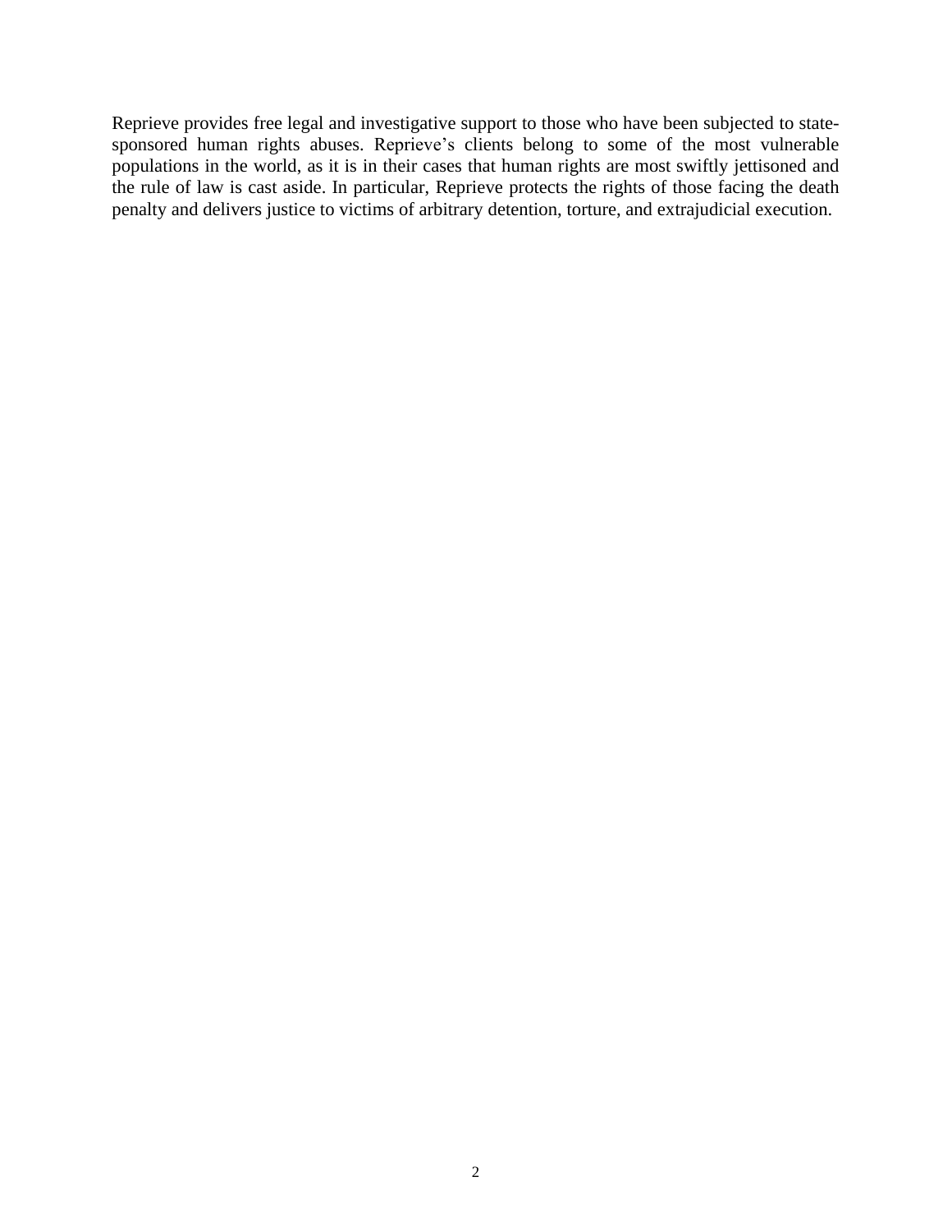Reprieve provides free legal and investigative support to those who have been subjected to state-sponsored human rights abuses. Reprieve's clients belong to some of the most vulnerable populations in the world, as it is in their cases that human rights are most swiftly jettisoned and the rule of law is cast aside. In particular, Reprieve protects the rights of those facing the death penalty and delivers justice to victims of arbitrary detention, torture, and extrajudicial execution.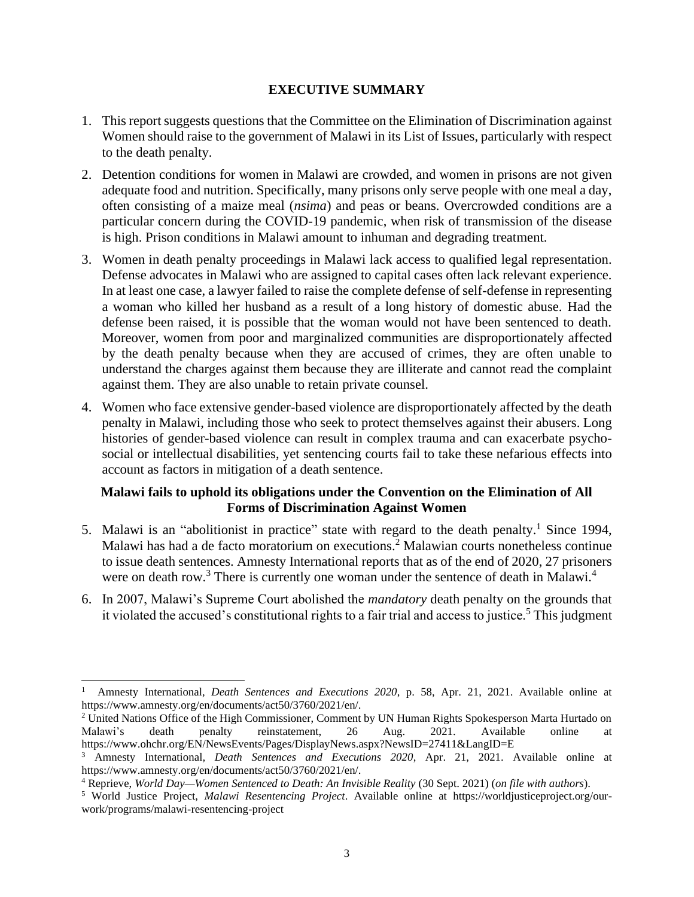## EXECUTIVE SUMMARY

1. This report suggests questions that the Committee on the Elimination of Discrimination against Women should raise to the government of Malawi in its List of Issues, particularly with respect to the death penalty.

2. Detention conditions for women in Malawi are crowded, and women in prisons are not given adequate food and nutrition. Specifically, many prisons only serve people with one meal a day, often consisting of a maize meal (*nsima*) and peas or beans. Overcrowded conditions are a particular concern during the COVID-19 pandemic, when risk of transmission of the disease is high. Prison conditions in Malawi amount to inhuman and degrading treatment.

3. Women in death penalty proceedings in Malawi lack access to qualified legal representation. Defense advocates in Malawi who are assigned to capital cases often lack relevant experience. In at least one case, a lawyer failed to raise the complete defense of self-defense in representing a woman who killed her husband as a result of a long history of domestic abuse. Had the defense been raised, it is possible that the woman would not have been sentenced to death. Moreover, women from poor and marginalized communities are disproportionately affected by the death penalty because when they are accused of crimes, they are often unable to understand the charges against them because they are illiterate and cannot read the complaint against them. They are also unable to retain private counsel.

4. Women who face extensive gender-based violence are disproportionately affected by the death penalty in Malawi, including those who seek to protect themselves against their abusers. Long histories of gender-based violence can result in complex trauma and can exacerbate psycho-social or intellectual disabilities, yet sentencing courts fail to take these nefarious effects into account as factors in mitigation of a death sentence.

### Malawi fails to uphold its obligations under the Convention on the Elimination of All Forms of Discrimination Against Women

5. Malawi is an "abolitionist in practice" state with regard to the death penalty.[1] Since 1994, Malawi has had a de facto moratorium on executions.[2] Malawian courts nonetheless continue to issue death sentences. Amnesty International reports that as of the end of 2020, 27 prisoners were on death row.[3] There is currently one woman under the sentence of death in Malawi.[4]

6. In 2007, Malawi's Supreme Court abolished the *mandatory* death penalty on the grounds that it violated the accused's constitutional rights to a fair trial and access to justice.[5] This judgment

---

[1] Amnesty International, *Death Sentences and Executions 2020*, p. 58, Apr. 21, 2021. Available online at https://www.amnesty.org/en/documents/act50/3760/2021/en/.

[2] United Nations Office of the High Commissioner, Comment by UN Human Rights Spokesperson Marta Hurtado on Malawi's death penalty reinstatement, 26 Aug. 2021. Available online at https://www.ohchr.org/EN/NewsEvents/Pages/DisplayNews.aspx?NewsID=27411&LangID=E

[3] Amnesty International, *Death Sentences and Executions 2020*, Apr. 21, 2021. Available online at https://www.amnesty.org/en/documents/act50/3760/2021/en/.

[4] Reprieve, *World Day—Women Sentenced to Death: An Invisible Reality* (30 Sept. 2021) (*on file with authors*).

[5] World Justice Project, *Malawi Resentencing Project*. Available online at https://worldjusticeproject.org/our-work/programs/malawi-resentencing-project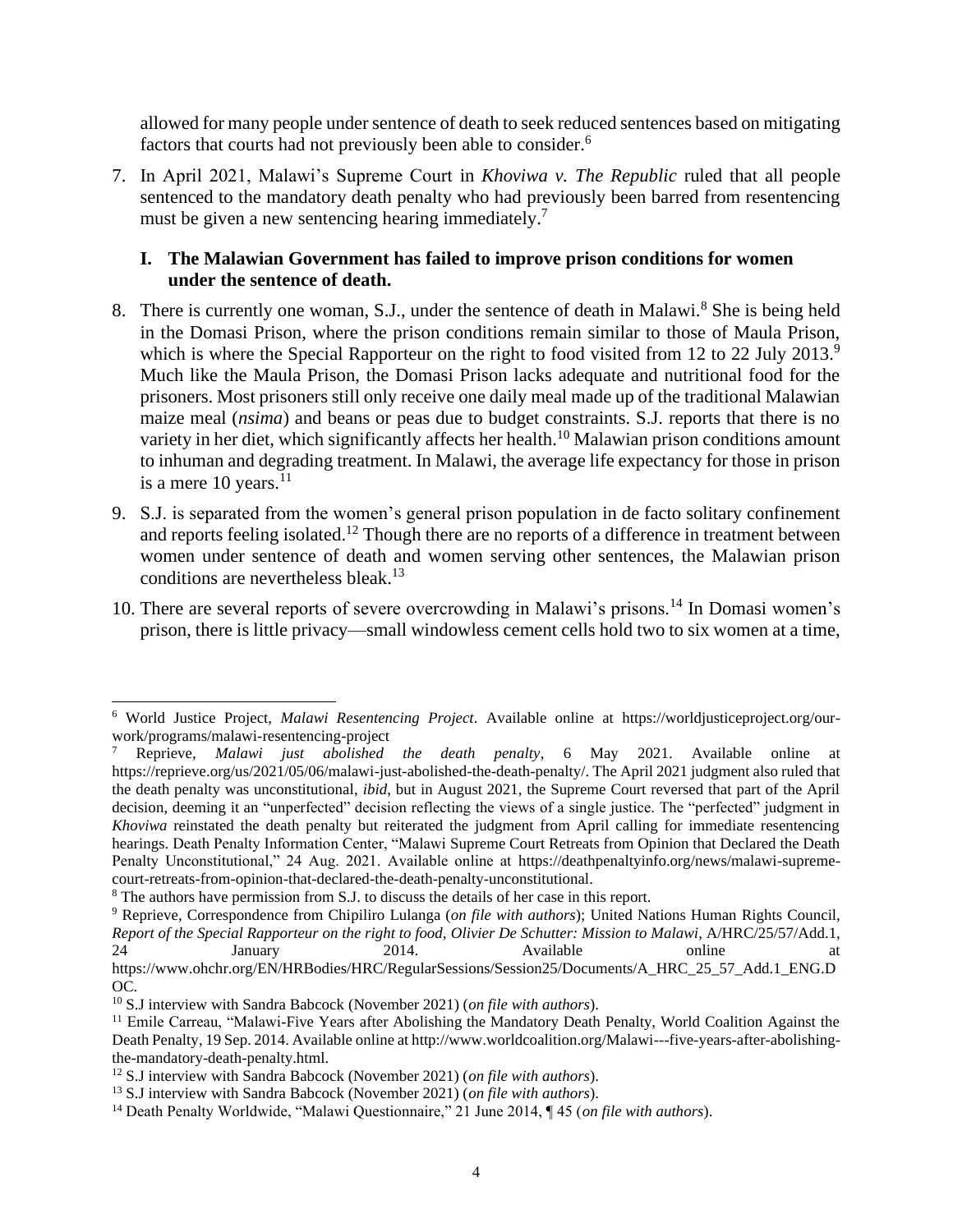allowed for many people under sentence of death to seek reduced sentences based on mitigating factors that courts had not previously been able to consider.[6]

7. In April 2021, Malawi's Supreme Court in *Khoviwa v. The Republic* ruled that all people sentenced to the mandatory death penalty who had previously been barred from resentencing must be given a new sentencing hearing immediately.[7]

### I. The Malawian Government has failed to improve prison conditions for women under the sentence of death.

8. There is currently one woman, S.J., under the sentence of death in Malawi.[8] She is being held in the Domasi Prison, where the prison conditions remain similar to those of Maula Prison, which is where the Special Rapporteur on the right to food visited from 12 to 22 July 2013.[9] Much like the Maula Prison, the Domasi Prison lacks adequate and nutritional food for the prisoners. Most prisoners still only receive one daily meal made up of the traditional Malawian maize meal (*nsima*) and beans or peas due to budget constraints. S.J. reports that there is no variety in her diet, which significantly affects her health.[10] Malawian prison conditions amount to inhuman and degrading treatment. In Malawi, the average life expectancy for those in prison is a mere 10 years.[11]

9. S.J. is separated from the women's general prison population in de facto solitary confinement and reports feeling isolated.[12] Though there are no reports of a difference in treatment between women under sentence of death and women serving other sentences, the Malawian prison conditions are nevertheless bleak.[13]

10. There are several reports of severe overcrowding in Malawi's prisons.[14] In Domasi women's prison, there is little privacy—small windowless cement cells hold two to six women at a time,

---

[6] World Justice Project, *Malawi Resentencing Project*. Available online at https://worldjusticeproject.org/our-work/programs/malawi-resentencing-project

[7] Reprieve, *Malawi just abolished the death penalty*, 6 May 2021. Available online at https://reprieve.org/us/2021/05/06/malawi-just-abolished-the-death-penalty/. The April 2021 judgment also ruled that the death penalty was unconstitutional, *ibid*, but in August 2021, the Supreme Court reversed that part of the April decision, deeming it an "unperfected" decision reflecting the views of a single justice. The "perfected" judgment in *Khoviwa* reinstated the death penalty but reiterated the judgment from April calling for immediate resentencing hearings. Death Penalty Information Center, "Malawi Supreme Court Retreats from Opinion that Declared the Death Penalty Unconstitutional," 24 Aug. 2021. Available online at https://deathpenaltyinfo.org/news/malawi-supreme-court-retreats-from-opinion-that-declared-the-death-penalty-unconstitutional.

[8] The authors have permission from S.J. to discuss the details of her case in this report.

[9] Reprieve, Correspondence from Chipiliro Lulanga (*on file with authors*); United Nations Human Rights Council, *Report of the Special Rapporteur on the right to food, Olivier De Schutter: Mission to Malawi*, A/HRC/25/57/Add.1, 24 January 2014. Available online at https://www.ohchr.org/EN/HRBodies/HRC/RegularSessions/Session25/Documents/A_HRC_25_57_Add.1_ENG.DOC.

[10] S.J interview with Sandra Babcock (November 2021) (*on file with authors*).

[11] Emile Carreau, "Malawi-Five Years after Abolishing the Mandatory Death Penalty, World Coalition Against the Death Penalty, 19 Sep. 2014. Available online at http://www.worldcoalition.org/Malawi---five-years-after-abolishing-the-mandatory-death-penalty.html.

[12] S.J interview with Sandra Babcock (November 2021) (*on file with authors*).

[13] S.J interview with Sandra Babcock (November 2021) (*on file with authors*).

[14] Death Penalty Worldwide, "Malawi Questionnaire," 21 June 2014, ¶ 45 (*on file with authors*).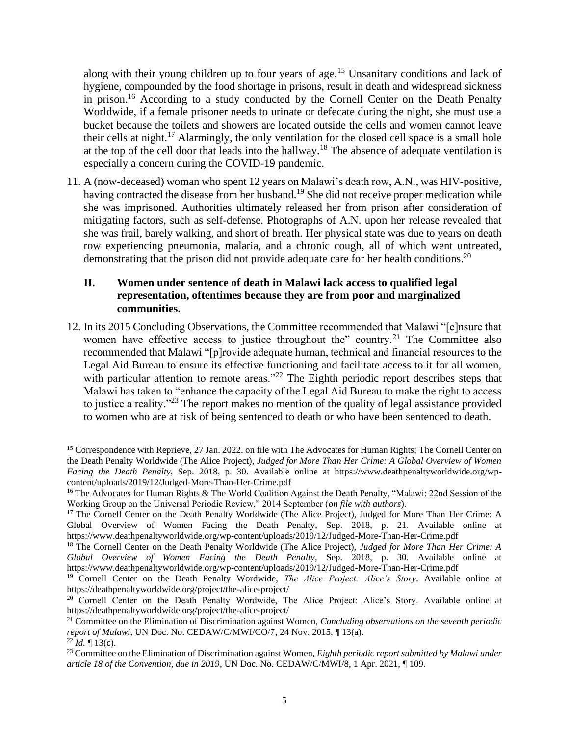along with their young children up to four years of age.[15] Unsanitary conditions and lack of hygiene, compounded by the food shortage in prisons, result in death and widespread sickness in prison.[16] According to a study conducted by the Cornell Center on the Death Penalty Worldwide, if a female prisoner needs to urinate or defecate during the night, she must use a bucket because the toilets and showers are located outside the cells and women cannot leave their cells at night.[17] Alarmingly, the only ventilation for the closed cell space is a small hole at the top of the cell door that leads into the hallway.[18] The absence of adequate ventilation is especially a concern during the COVID-19 pandemic.

11. A (now-deceased) woman who spent 12 years on Malawi's death row, A.N., was HIV-positive, having contracted the disease from her husband.[19] She did not receive proper medication while she was imprisoned. Authorities ultimately released her from prison after consideration of mitigating factors, such as self-defense. Photographs of A.N. upon her release revealed that she was frail, barely walking, and short of breath. Her physical state was due to years on death row experiencing pneumonia, malaria, and a chronic cough, all of which went untreated, demonstrating that the prison did not provide adequate care for her health conditions.[20]

## II. Women under sentence of death in Malawi lack access to qualified legal representation, oftentimes because they are from poor and marginalized communities.

12. In its 2015 Concluding Observations, the Committee recommended that Malawi "[e]nsure that women have effective access to justice throughout the" country.[21] The Committee also recommended that Malawi "[p]rovide adequate human, technical and financial resources to the Legal Aid Bureau to ensure its effective functioning and facilitate access to it for all women, with particular attention to remote areas."[22] The Eighth periodic report describes steps that Malawi has taken to "enhance the capacity of the Legal Aid Bureau to make the right to access to justice a reality."[23] The report makes no mention of the quality of legal assistance provided to women who are at risk of being sentenced to death or who have been sentenced to death.

---

[15] Correspondence with Reprieve, 27 Jan. 2022, on file with The Advocates for Human Rights; The Cornell Center on the Death Penalty Worldwide (The Alice Project), *Judged for More Than Her Crime: A Global Overview of Women Facing the Death Penalty*, Sep. 2018, p. 30. Available online at https://www.deathpenaltyworldwide.org/wp-content/uploads/2019/12/Judged-More-Than-Her-Crime.pdf

[16] The Advocates for Human Rights & The World Coalition Against the Death Penalty, "Malawi: 22nd Session of the Working Group on the Universal Periodic Review," 2014 September (*on file with authors*).

[17] The Cornell Center on the Death Penalty Worldwide (The Alice Project), Judged for More Than Her Crime: A Global Overview of Women Facing the Death Penalty, Sep. 2018, p. 21. Available online at https://www.deathpenaltyworldwide.org/wp-content/uploads/2019/12/Judged-More-Than-Her-Crime.pdf

[18] The Cornell Center on the Death Penalty Worldwide (The Alice Project), *Judged for More Than Her Crime: A Global Overview of Women Facing the Death Penalty*, Sep. 2018, p. 30. Available online at https://www.deathpenaltyworldwide.org/wp-content/uploads/2019/12/Judged-More-Than-Her-Crime.pdf

[19] Cornell Center on the Death Penalty Wordwide, *The Alice Project: Alice's Story*. Available online at https://deathpenaltyworldwide.org/project/the-alice-project/

[20] Cornell Center on the Death Penalty Wordwide, The Alice Project: Alice's Story. Available online at https://deathpenaltyworldwide.org/project/the-alice-project/

[21] Committee on the Elimination of Discrimination against Women, *Concluding observations on the seventh periodic report of Malawi*, UN Doc. No. CEDAW/C/MWI/CO/7, 24 Nov. 2015, ¶ 13(a).

[22] *Id.* ¶ 13(c).

[23] Committee on the Elimination of Discrimination against Women, *Eighth periodic report submitted by Malawi under article 18 of the Convention, due in 2019*, UN Doc. No. CEDAW/C/MWI/8, 1 Apr. 2021, ¶ 109.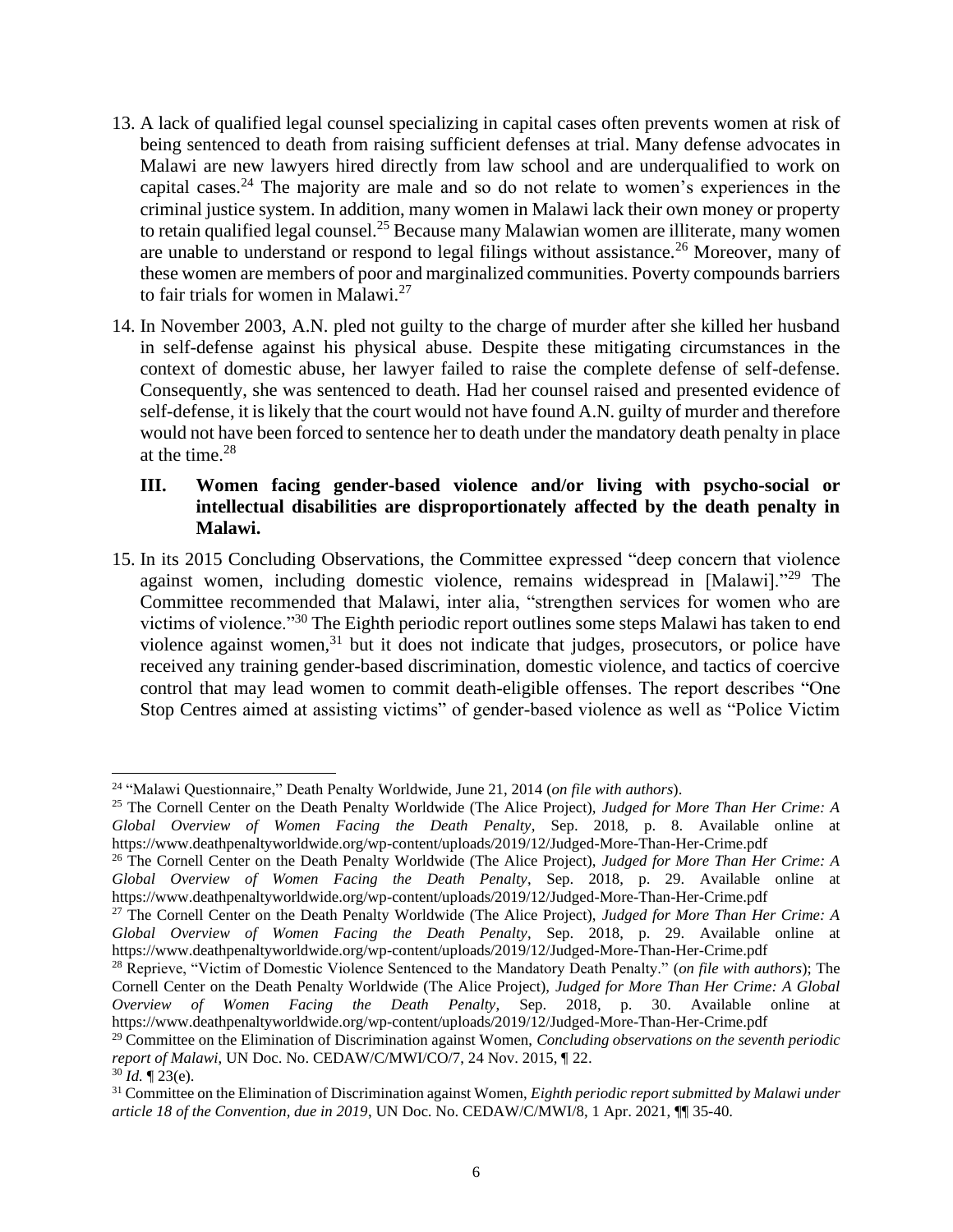13. A lack of qualified legal counsel specializing in capital cases often prevents women at risk of being sentenced to death from raising sufficient defenses at trial. Many defense advocates in Malawi are new lawyers hired directly from law school and are underqualified to work on capital cases.[24] The majority are male and so do not relate to women's experiences in the criminal justice system. In addition, many women in Malawi lack their own money or property to retain qualified legal counsel.[25] Because many Malawian women are illiterate, many women are unable to understand or respond to legal filings without assistance.[26] Moreover, many of these women are members of poor and marginalized communities. Poverty compounds barriers to fair trials for women in Malawi.[27]

14. In November 2003, A.N. pled not guilty to the charge of murder after she killed her husband in self-defense against his physical abuse. Despite these mitigating circumstances in the context of domestic abuse, her lawyer failed to raise the complete defense of self-defense. Consequently, she was sentenced to death. Had her counsel raised and presented evidence of self-defense, it is likely that the court would not have found A.N. guilty of murder and therefore would not have been forced to sentence her to death under the mandatory death penalty in place at the time.[28]

### III. Women facing gender-based violence and/or living with psycho-social or intellectual disabilities are disproportionately affected by the death penalty in Malawi.

15. In its 2015 Concluding Observations, the Committee expressed "deep concern that violence against women, including domestic violence, remains widespread in [Malawi]."[29] The Committee recommended that Malawi, inter alia, "strengthen services for women who are victims of violence."[30] The Eighth periodic report outlines some steps Malawi has taken to end violence against women,[31] but it does not indicate that judges, prosecutors, or police have received any training gender-based discrimination, domestic violence, and tactics of coercive control that may lead women to commit death-eligible offenses. The report describes "One Stop Centres aimed at assisting victims" of gender-based violence as well as "Police Victim

---

[24] "Malawi Questionnaire," Death Penalty Worldwide, June 21, 2014 (*on file with authors*).

[25] The Cornell Center on the Death Penalty Worldwide (The Alice Project), *Judged for More Than Her Crime: A Global Overview of Women Facing the Death Penalty*, Sep. 2018, p. 8. Available online at https://www.deathpenaltyworldwide.org/wp-content/uploads/2019/12/Judged-More-Than-Her-Crime.pdf

[26] The Cornell Center on the Death Penalty Worldwide (The Alice Project), *Judged for More Than Her Crime: A Global Overview of Women Facing the Death Penalty*, Sep. 2018, p. 29. Available online at https://www.deathpenaltyworldwide.org/wp-content/uploads/2019/12/Judged-More-Than-Her-Crime.pdf

[27] The Cornell Center on the Death Penalty Worldwide (The Alice Project), *Judged for More Than Her Crime: A Global Overview of Women Facing the Death Penalty*, Sep. 2018, p. 29. Available online at https://www.deathpenaltyworldwide.org/wp-content/uploads/2019/12/Judged-More-Than-Her-Crime.pdf

[28] Reprieve, "Victim of Domestic Violence Sentenced to the Mandatory Death Penalty." (*on file with authors*); The Cornell Center on the Death Penalty Worldwide (The Alice Project), *Judged for More Than Her Crime: A Global Overview of Women Facing the Death Penalty*, Sep. 2018, p. 30. Available online at https://www.deathpenaltyworldwide.org/wp-content/uploads/2019/12/Judged-More-Than-Her-Crime.pdf

[29] Committee on the Elimination of Discrimination against Women, *Concluding observations on the seventh periodic report of Malawi*, UN Doc. No. CEDAW/C/MWI/CO/7, 24 Nov. 2015, ¶ 22.

[30] *Id.* ¶ 23(e).

[31] Committee on the Elimination of Discrimination against Women, *Eighth periodic report submitted by Malawi under article 18 of the Convention, due in 2019*, UN Doc. No. CEDAW/C/MWI/8, 1 Apr. 2021, ¶¶ 35-40.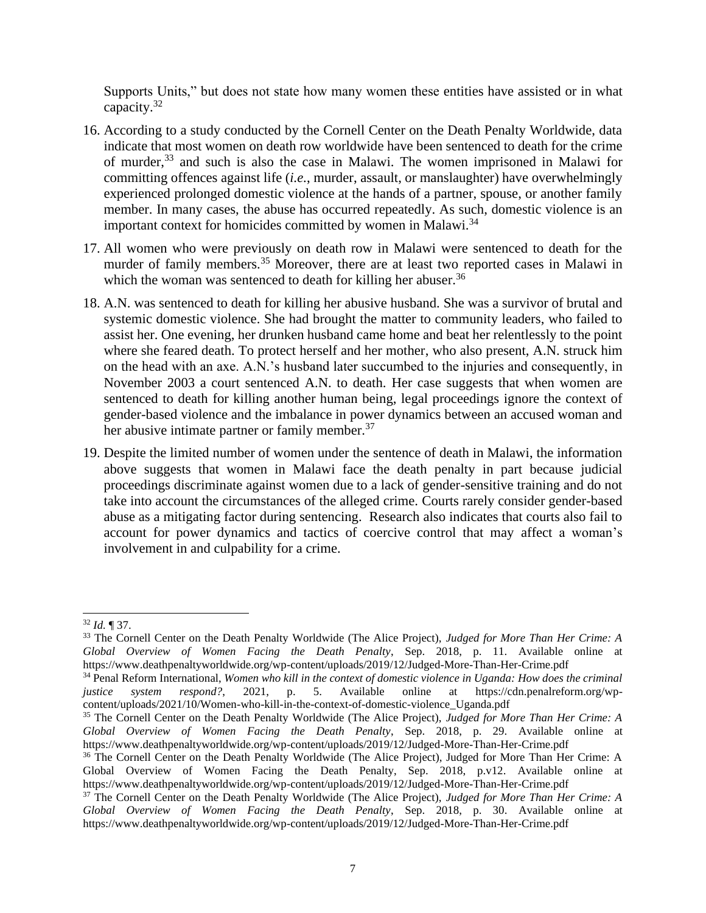Supports Units," but does not state how many women these entities have assisted or in what capacity.[32]

16. According to a study conducted by the Cornell Center on the Death Penalty Worldwide, data indicate that most women on death row worldwide have been sentenced to death for the crime of murder,[33] and such is also the case in Malawi. The women imprisoned in Malawi for committing offences against life (*i.e.*, murder, assault, or manslaughter) have overwhelmingly experienced prolonged domestic violence at the hands of a partner, spouse, or another family member. In many cases, the abuse has occurred repeatedly. As such, domestic violence is an important context for homicides committed by women in Malawi.[34]

17. All women who were previously on death row in Malawi were sentenced to death for the murder of family members.[35] Moreover, there are at least two reported cases in Malawi in which the woman was sentenced to death for killing her abuser.[36]

18. A.N. was sentenced to death for killing her abusive husband. She was a survivor of brutal and systemic domestic violence. She had brought the matter to community leaders, who failed to assist her. One evening, her drunken husband came home and beat her relentlessly to the point where she feared death. To protect herself and her mother, who also present, A.N. struck him on the head with an axe. A.N.'s husband later succumbed to the injuries and consequently, in November 2003 a court sentenced A.N. to death. Her case suggests that when women are sentenced to death for killing another human being, legal proceedings ignore the context of gender-based violence and the imbalance in power dynamics between an accused woman and her abusive intimate partner or family member.[37]

19. Despite the limited number of women under the sentence of death in Malawi, the information above suggests that women in Malawi face the death penalty in part because judicial proceedings discriminate against women due to a lack of gender-sensitive training and do not take into account the circumstances of the alleged crime. Courts rarely consider gender-based abuse as a mitigating factor during sentencing. Research also indicates that courts also fail to account for power dynamics and tactics of coercive control that may affect a woman's involvement in and culpability for a crime.

---

[32] *Id.* ¶ 37.

[33] The Cornell Center on the Death Penalty Worldwide (The Alice Project), *Judged for More Than Her Crime: A Global Overview of Women Facing the Death Penalty*, Sep. 2018, p. 11. Available online at https://www.deathpenaltyworldwide.org/wp-content/uploads/2019/12/Judged-More-Than-Her-Crime.pdf

[34] Penal Reform International, *Women who kill in the context of domestic violence in Uganda: How does the criminal justice system respond?*, 2021, p. 5. Available online at https://cdn.penalreform.org/wp-content/uploads/2021/10/Women-who-kill-in-the-context-of-domestic-violence_Uganda.pdf

[35] The Cornell Center on the Death Penalty Worldwide (The Alice Project), *Judged for More Than Her Crime: A Global Overview of Women Facing the Death Penalty*, Sep. 2018, p. 29. Available online at https://www.deathpenaltyworldwide.org/wp-content/uploads/2019/12/Judged-More-Than-Her-Crime.pdf

[36] The Cornell Center on the Death Penalty Worldwide (The Alice Project), Judged for More Than Her Crime: A Global Overview of Women Facing the Death Penalty, Sep. 2018, p.v12. Available online at https://www.deathpenaltyworldwide.org/wp-content/uploads/2019/12/Judged-More-Than-Her-Crime.pdf

[37] The Cornell Center on the Death Penalty Worldwide (The Alice Project), *Judged for More Than Her Crime: A Global Overview of Women Facing the Death Penalty*, Sep. 2018, p. 30. Available online at https://www.deathpenaltyworldwide.org/wp-content/uploads/2019/12/Judged-More-Than-Her-Crime.pdf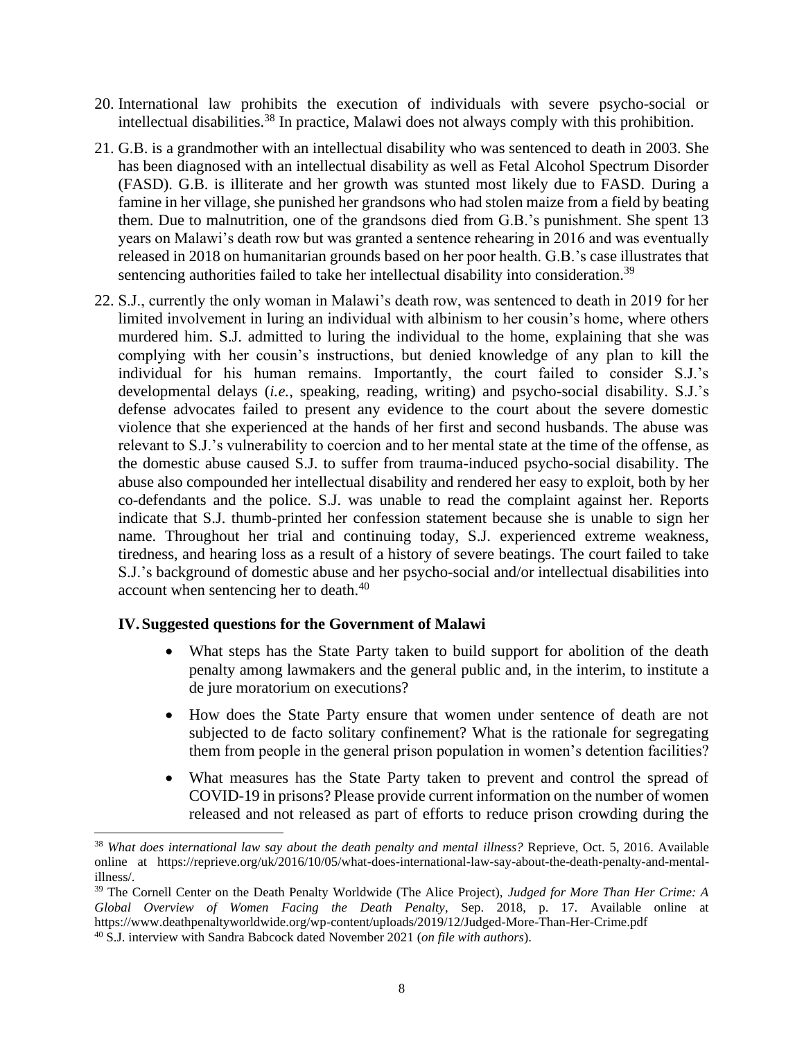20. International law prohibits the execution of individuals with severe psycho-social or intellectual disabilities.[38] In practice, Malawi does not always comply with this prohibition.

21. G.B. is a grandmother with an intellectual disability who was sentenced to death in 2003. She has been diagnosed with an intellectual disability as well as Fetal Alcohol Spectrum Disorder (FASD). G.B. is illiterate and her growth was stunted most likely due to FASD. During a famine in her village, she punished her grandsons who had stolen maize from a field by beating them. Due to malnutrition, one of the grandsons died from G.B.'s punishment. She spent 13 years on Malawi's death row but was granted a sentence rehearing in 2016 and was eventually released in 2018 on humanitarian grounds based on her poor health. G.B.'s case illustrates that sentencing authorities failed to take her intellectual disability into consideration.[39]

22. S.J., currently the only woman in Malawi's death row, was sentenced to death in 2019 for her limited involvement in luring an individual with albinism to her cousin's home, where others murdered him. S.J. admitted to luring the individual to the home, explaining that she was complying with her cousin's instructions, but denied knowledge of any plan to kill the individual for his human remains. Importantly, the court failed to consider S.J.'s developmental delays (*i.e.*, speaking, reading, writing) and psycho-social disability. S.J.'s defense advocates failed to present any evidence to the court about the severe domestic violence that she experienced at the hands of her first and second husbands. The abuse was relevant to S.J.'s vulnerability to coercion and to her mental state at the time of the offense, as the domestic abuse caused S.J. to suffer from trauma-induced psycho-social disability. The abuse also compounded her intellectual disability and rendered her easy to exploit, both by her co-defendants and the police. S.J. was unable to read the complaint against her. Reports indicate that S.J. thumb-printed her confession statement because she is unable to sign her name. Throughout her trial and continuing today, S.J. experienced extreme weakness, tiredness, and hearing loss as a result of a history of severe beatings. The court failed to take S.J.'s background of domestic abuse and her psycho-social and/or intellectual disabilities into account when sentencing her to death.[40]

## IV. Suggested questions for the Government of Malawi

- What steps has the State Party taken to build support for abolition of the death penalty among lawmakers and the general public and, in the interim, to institute a de jure moratorium on executions?
- How does the State Party ensure that women under sentence of death are not subjected to de facto solitary confinement? What is the rationale for segregating them from people in the general prison population in women's detention facilities?
- What measures has the State Party taken to prevent and control the spread of COVID-19 in prisons? Please provide current information on the number of women released and not released as part of efforts to reduce prison crowding during the

---

[38] *What does international law say about the death penalty and mental illness?* Reprieve, Oct. 5, 2016. Available online at https://reprieve.org/uk/2016/10/05/what-does-international-law-say-about-the-death-penalty-and-mental-illness/.

[39] The Cornell Center on the Death Penalty Worldwide (The Alice Project), *Judged for More Than Her Crime: A Global Overview of Women Facing the Death Penalty*, Sep. 2018, p. 17. Available online at https://www.deathpenaltyworldwide.org/wp-content/uploads/2019/12/Judged-More-Than-Her-Crime.pdf

[40] S.J. interview with Sandra Babcock dated November 2021 (*on file with authors*).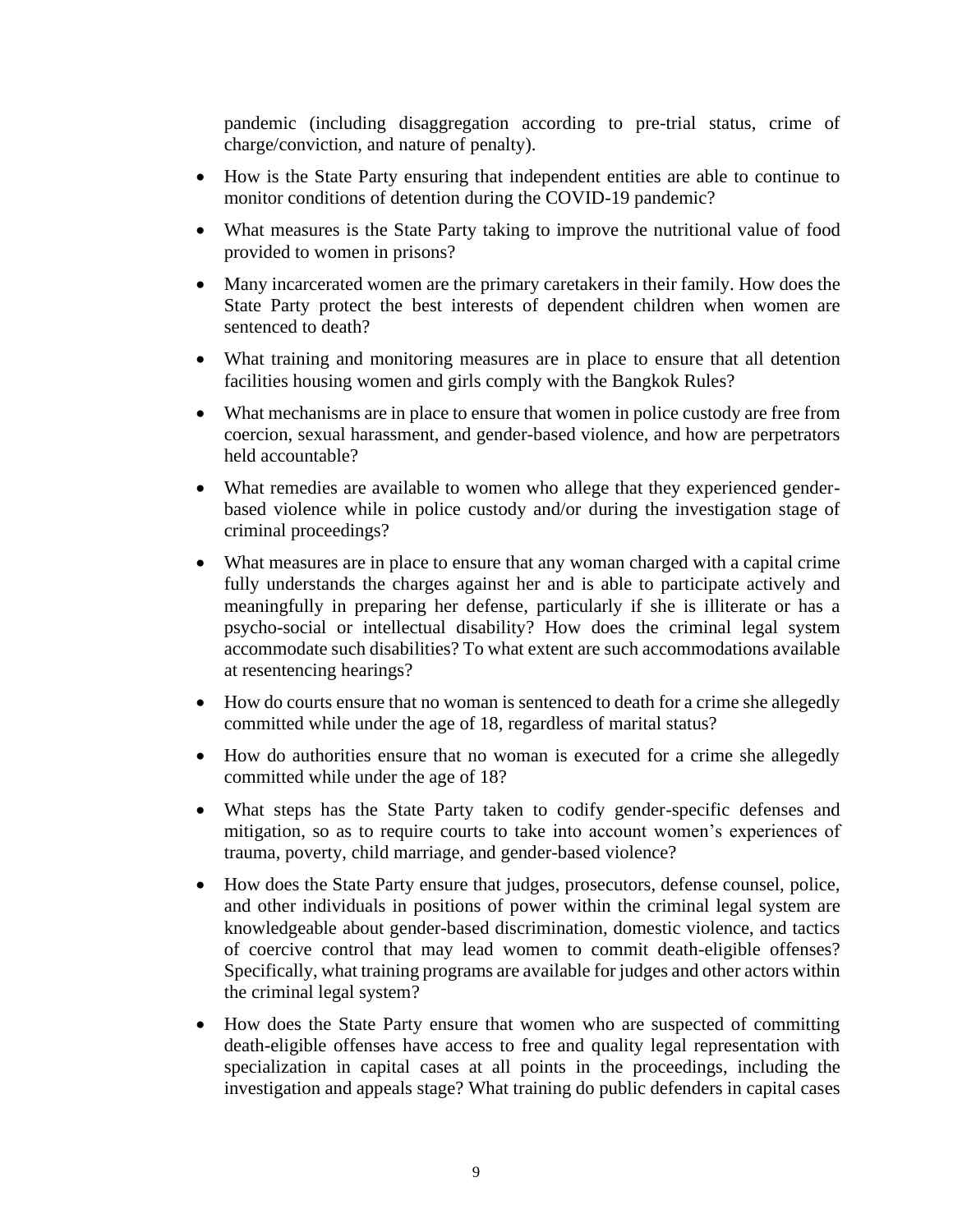pandemic (including disaggregation according to pre-trial status, crime of charge/conviction, and nature of penalty).

- How is the State Party ensuring that independent entities are able to continue to monitor conditions of detention during the COVID-19 pandemic?
- What measures is the State Party taking to improve the nutritional value of food provided to women in prisons?
- Many incarcerated women are the primary caretakers in their family. How does the State Party protect the best interests of dependent children when women are sentenced to death?
- What training and monitoring measures are in place to ensure that all detention facilities housing women and girls comply with the Bangkok Rules?
- What mechanisms are in place to ensure that women in police custody are free from coercion, sexual harassment, and gender-based violence, and how are perpetrators held accountable?
- What remedies are available to women who allege that they experienced gender-based violence while in police custody and/or during the investigation stage of criminal proceedings?
- What measures are in place to ensure that any woman charged with a capital crime fully understands the charges against her and is able to participate actively and meaningfully in preparing her defense, particularly if she is illiterate or has a psycho-social or intellectual disability? How does the criminal legal system accommodate such disabilities? To what extent are such accommodations available at resentencing hearings?
- How do courts ensure that no woman is sentenced to death for a crime she allegedly committed while under the age of 18, regardless of marital status?
- How do authorities ensure that no woman is executed for a crime she allegedly committed while under the age of 18?
- What steps has the State Party taken to codify gender-specific defenses and mitigation, so as to require courts to take into account women's experiences of trauma, poverty, child marriage, and gender-based violence?
- How does the State Party ensure that judges, prosecutors, defense counsel, police, and other individuals in positions of power within the criminal legal system are knowledgeable about gender-based discrimination, domestic violence, and tactics of coercive control that may lead women to commit death-eligible offenses? Specifically, what training programs are available for judges and other actors within the criminal legal system?
- How does the State Party ensure that women who are suspected of committing death-eligible offenses have access to free and quality legal representation with specialization in capital cases at all points in the proceedings, including the investigation and appeals stage? What training do public defenders in capital cases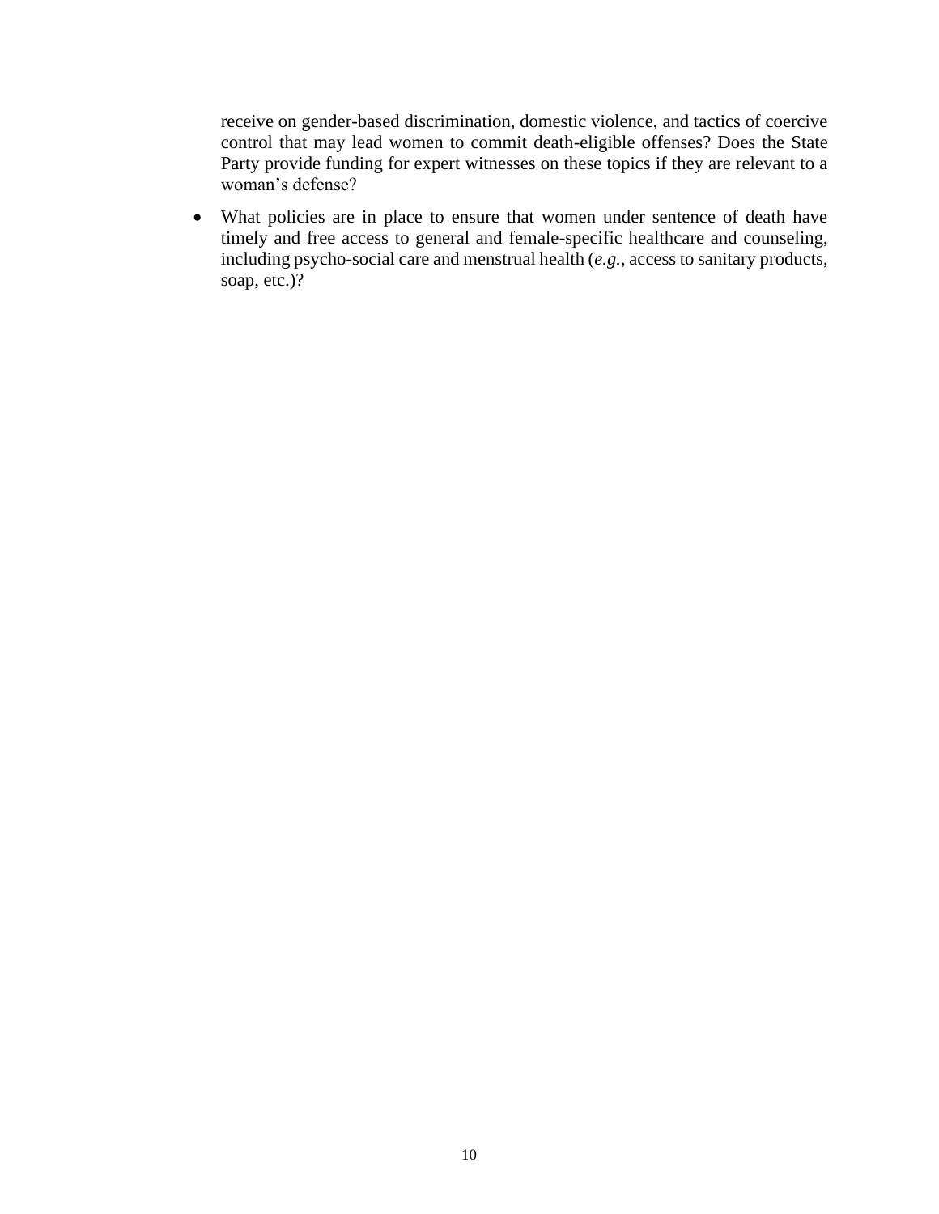receive on gender-based discrimination, domestic violence, and tactics of coercive control that may lead women to commit death-eligible offenses? Does the State Party provide funding for expert witnesses on these topics if they are relevant to a woman's defense?

- What policies are in place to ensure that women under sentence of death have timely and free access to general and female-specific healthcare and counseling, including psycho-social care and menstrual health (*e.g.*, access to sanitary products, soap, etc.)?